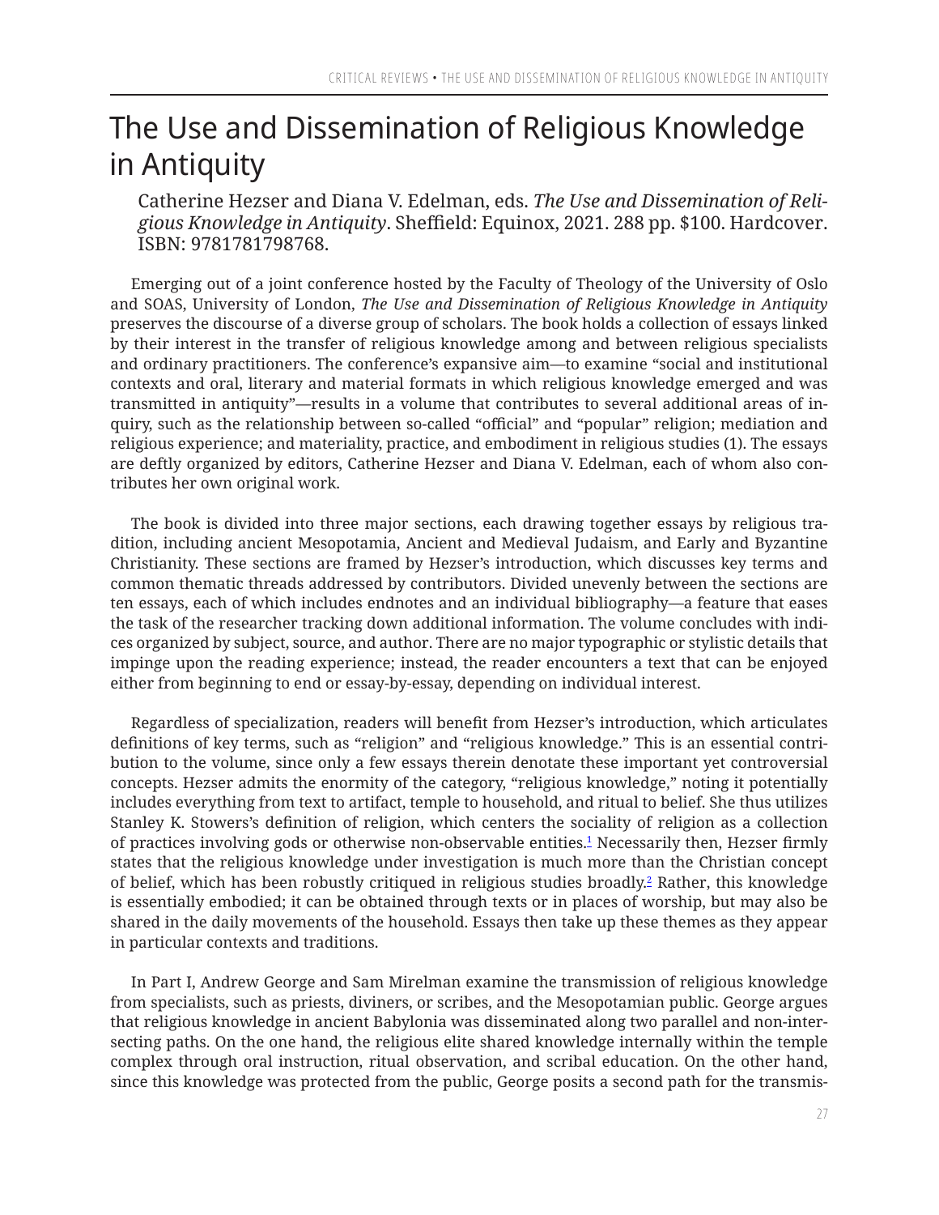# The Use and Dissemination of Religious Knowledge in Antiquity

Catherine Hezser and Diana V. Edelman, eds. *The Use and Dissemination of Religious Knowledge in Antiquity*. Sheffield: Equinox, 2021. 288 pp. $100. Hardcover. ISBN: 9781781798768.

Emerging out of a joint conference hosted by the Faculty of Theology of the University of Oslo and SOAS, University of London, *The Use and Dissemination of Religious Knowledge in Antiquity* preserves the discourse of a diverse group of scholars. The book holds a collection of essays linked by their interest in the transfer of religious knowledge among and between religious specialists and ordinary practitioners. The conference's expansive aim—to examine "social and institutional contexts and oral, literary and material formats in which religious knowledge emerged and was transmitted in antiquity"—results in a volume that contributes to several additional areas of inquiry, such as the relationship between so-called "official" and "popular" religion; mediation and religious experience; and materiality, practice, and embodiment in religious studies (1). The essays are deftly organized by editors, Catherine Hezser and Diana V. Edelman, each of whom also contributes her own original work.

The book is divided into three major sections, each drawing together essays by religious tradition, including ancient Mesopotamia, Ancient and Medieval Judaism, and Early and Byzantine Christianity. These sections are framed by Hezser's introduction, which discusses key terms and common thematic threads addressed by contributors. Divided unevenly between the sections are ten essays, each of which includes endnotes and an individual bibliography—a feature that eases the task of the researcher tracking down additional information. The volume concludes with indices organized by subject, source, and author. There are no major typographic or stylistic details that impinge upon the reading experience; instead, the reader encounters a text that can be enjoyed either from beginning to end or essay-by-essay, depending on individual interest.

Regardless of specialization, readers will benefit from Hezser's introduction, which articulates definitions of key terms, such as "religion" and "religious knowledge." This is an essential contribution to the volume, since only a few essays therein denotate these important yet controversial concepts. Hezser admits the enormity of the category, "religious knowledge," noting it potentially includes everything from text to artifact, temple to household, and ritual to belief. She thus utilizes Stanley K. Stowers's definition of religion, which centers the sociality of religion as a collection of practices involving gods or otherwise non-observable entities.[1] Necessarily then, Hezser firmly states that the religious knowledge under investigation is much more than the Christian concept of belief, which has been robustly critiqued in religious studies broadly.[2] Rather, this knowledge is essentially embodied; it can be obtained through texts or in places of worship, but may also be shared in the daily movements of the household. Essays then take up these themes as they appear in particular contexts and traditions.

In Part I, Andrew George and Sam Mirelman examine the transmission of religious knowledge from specialists, such as priests, diviners, or scribes, and the Mesopotamian public. George argues that religious knowledge in ancient Babylonia was disseminated along two parallel and non-intersecting paths. On the one hand, the religious elite shared knowledge internally within the temple complex through oral instruction, ritual observation, and scribal education. On the other hand, since this knowledge was protected from the public, George posits a second path for the transmis-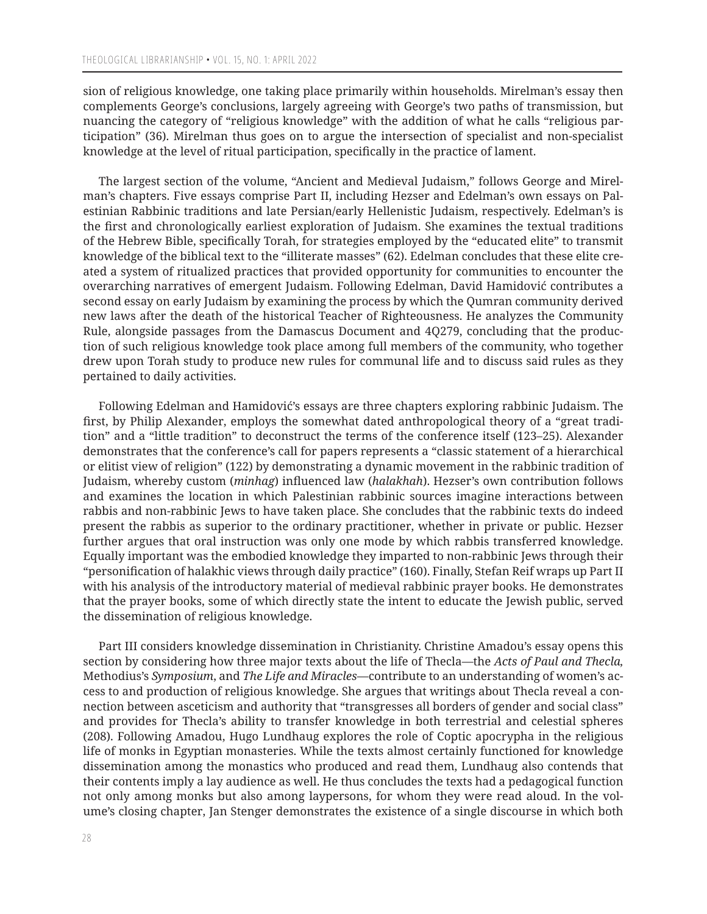sion of religious knowledge, one taking place primarily within households. Mirelman's essay then complements George's conclusions, largely agreeing with George's two paths of transmission, but nuancing the category of "religious knowledge" with the addition of what he calls "religious participation" (36). Mirelman thus goes on to argue the intersection of specialist and non-specialist knowledge at the level of ritual participation, specifically in the practice of lament.

The largest section of the volume, "Ancient and Medieval Judaism," follows George and Mirelman's chapters. Five essays comprise Part II, including Hezser and Edelman's own essays on Palestinian Rabbinic traditions and late Persian/early Hellenistic Judaism, respectively. Edelman's is the first and chronologically earliest exploration of Judaism. She examines the textual traditions of the Hebrew Bible, specifically Torah, for strategies employed by the "educated elite" to transmit knowledge of the biblical text to the "illiterate masses" (62). Edelman concludes that these elite created a system of ritualized practices that provided opportunity for communities to encounter the overarching narratives of emergent Judaism. Following Edelman, David Hamidović contributes a second essay on early Judaism by examining the process by which the Qumran community derived new laws after the death of the historical Teacher of Righteousness. He analyzes the Community Rule, alongside passages from the Damascus Document and 4Q279, concluding that the production of such religious knowledge took place among full members of the community, who together drew upon Torah study to produce new rules for communal life and to discuss said rules as they pertained to daily activities.

Following Edelman and Hamidović's essays are three chapters exploring rabbinic Judaism. The first, by Philip Alexander, employs the somewhat dated anthropological theory of a "great tradition" and a "little tradition" to deconstruct the terms of the conference itself (123–25). Alexander demonstrates that the conference's call for papers represents a "classic statement of a hierarchical or elitist view of religion" (122) by demonstrating a dynamic movement in the rabbinic tradition of Judaism, whereby custom (*minhag*) influenced law (*halakhah*). Hezser's own contribution follows and examines the location in which Palestinian rabbinic sources imagine interactions between rabbis and non-rabbinic Jews to have taken place. She concludes that the rabbinic texts do indeed present the rabbis as superior to the ordinary practitioner, whether in private or public. Hezser further argues that oral instruction was only one mode by which rabbis transferred knowledge. Equally important was the embodied knowledge they imparted to non-rabbinic Jews through their "personification of halakhic views through daily practice" (160). Finally, Stefan Reif wraps up Part II with his analysis of the introductory material of medieval rabbinic prayer books. He demonstrates that the prayer books, some of which directly state the intent to educate the Jewish public, served the dissemination of religious knowledge.

Part III considers knowledge dissemination in Christianity. Christine Amadou's essay opens this section by considering how three major texts about the life of Thecla—the *Acts of Paul and Thecla*, Methodius's *Symposium*, and *The Life and Miracles*—contribute to an understanding of women's access to and production of religious knowledge. She argues that writings about Thecla reveal a connection between asceticism and authority that "transgresses all borders of gender and social class" and provides for Thecla's ability to transfer knowledge in both terrestrial and celestial spheres (208). Following Amadou, Hugo Lundhaug explores the role of Coptic apocrypha in the religious life of monks in Egyptian monasteries. While the texts almost certainly functioned for knowledge dissemination among the monastics who produced and read them, Lundhaug also contends that their contents imply a lay audience as well. He thus concludes the texts had a pedagogical function not only among monks but also among laypersons, for whom they were read aloud. In the volume's closing chapter, Jan Stenger demonstrates the existence of a single discourse in which both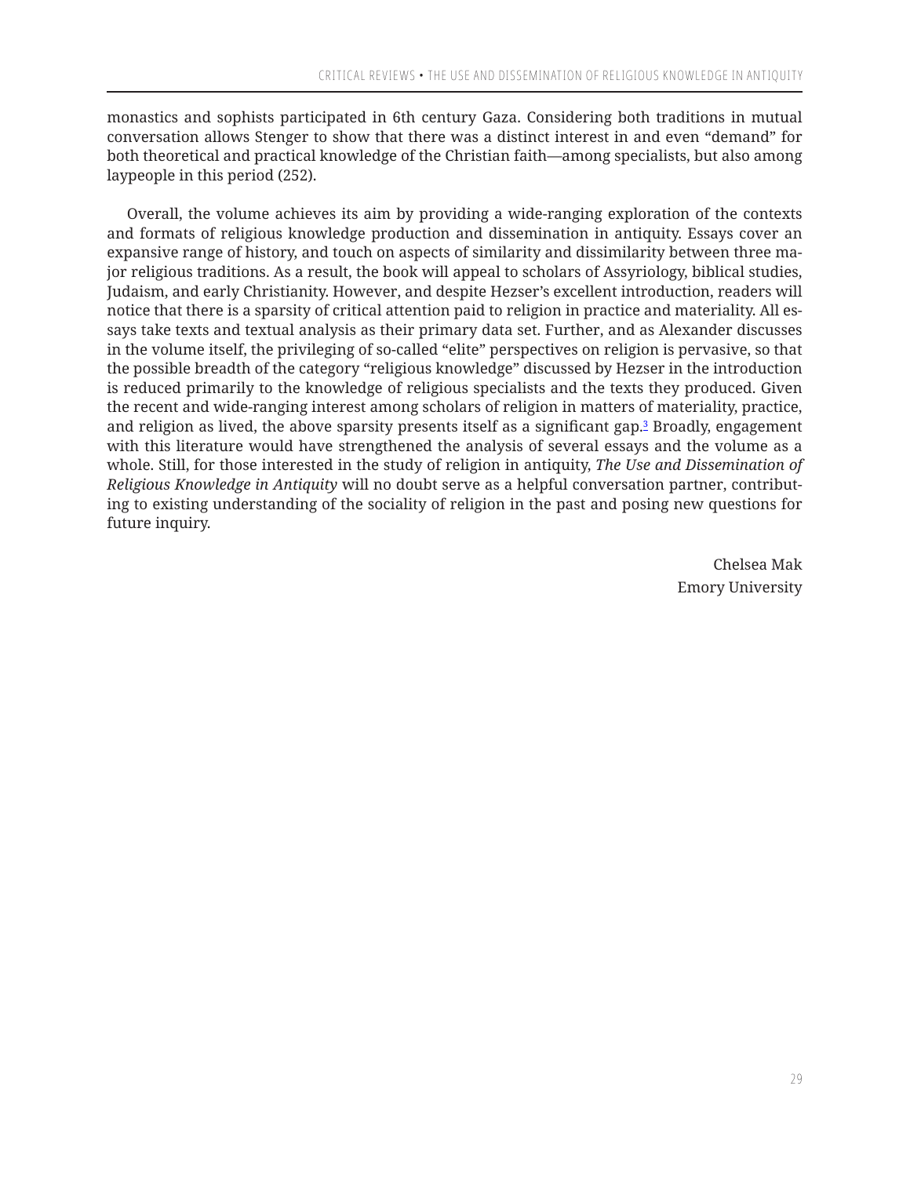monastics and sophists participated in 6th century Gaza. Considering both traditions in mutual conversation allows Stenger to show that there was a distinct interest in and even "demand" for both theoretical and practical knowledge of the Christian faith—among specialists, but also among laypeople in this period (252).

Overall, the volume achieves its aim by providing a wide-ranging exploration of the contexts and formats of religious knowledge production and dissemination in antiquity. Essays cover an expansive range of history, and touch on aspects of similarity and dissimilarity between three major religious traditions. As a result, the book will appeal to scholars of Assyriology, biblical studies, Judaism, and early Christianity. However, and despite Hezser's excellent introduction, readers will notice that there is a sparsity of critical attention paid to religion in practice and materiality. All essays take texts and textual analysis as their primary data set. Further, and as Alexander discusses in the volume itself, the privileging of so-called "elite" perspectives on religion is pervasive, so that the possible breadth of the category "religious knowledge" discussed by Hezser in the introduction is reduced primarily to the knowledge of religious specialists and the texts they produced. Given the recent and wide-ranging interest among scholars of religion in matters of materiality, practice, and religion as lived, the above sparsity presents itself as a significant gap.[3] Broadly, engagement with this literature would have strengthened the analysis of several essays and the volume as a whole. Still, for those interested in the study of religion in antiquity, *The Use and Dissemination of Religious Knowledge in Antiquity* will no doubt serve as a helpful conversation partner, contributing to existing understanding of the sociality of religion in the past and posing new questions for future inquiry.

Chelsea Mak
Emory University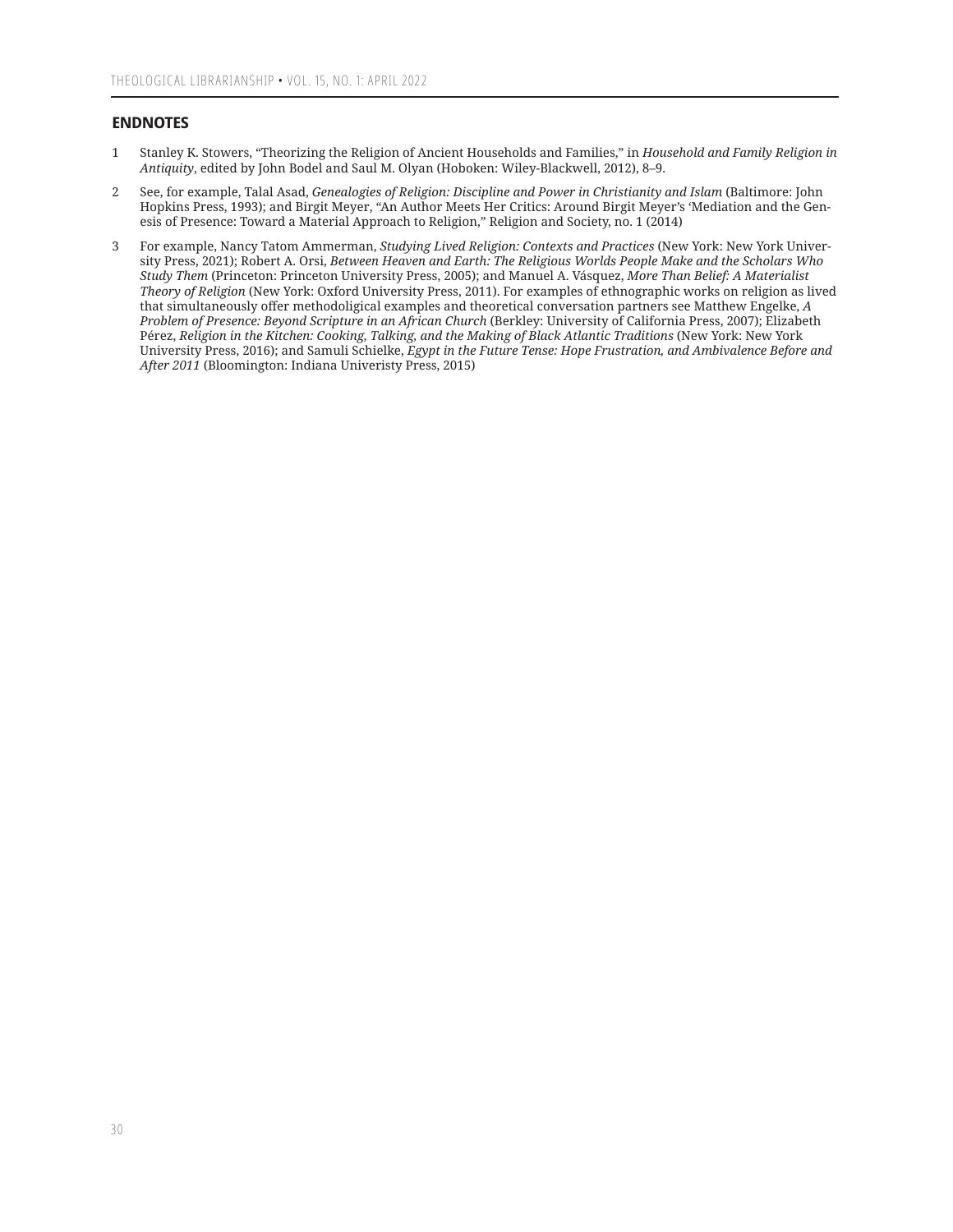## ENDNOTES

1. Stanley K. Stowers, "Theorizing the Religion of Ancient Households and Families," in *Household and Family Religion in Antiquity*, edited by John Bodel and Saul M. Olyan (Hoboken: Wiley-Blackwell, 2012), 8–9.

2. See, for example, Talal Asad, *Genealogies of Religion: Discipline and Power in Christianity and Islam* (Baltimore: John Hopkins Press, 1993); and Birgit Meyer, "An Author Meets Her Critics: Around Birgit Meyer's 'Mediation and the Genesis of Presence: Toward a Material Approach to Religion," Religion and Society, no. 1 (2014)

3. For example, Nancy Tatom Ammerman, *Studying Lived Religion: Contexts and Practices* (New York: New York University Press, 2021); Robert A. Orsi, *Between Heaven and Earth: The Religious Worlds People Make and the Scholars Who Study Them* (Princeton: Princeton University Press, 2005); and Manuel A. Vásquez, *More Than Belief: A Materialist Theory of Religion* (New York: Oxford University Press, 2011). For examples of ethnographic works on religion as lived that simultaneously offer methodoligical examples and theoretical conversation partners see Matthew Engelke, *A Problem of Presence: Beyond Scripture in an African Church* (Berkley: University of California Press, 2007); Elizabeth Pérez, *Religion in the Kitchen: Cooking, Talking, and the Making of Black Atlantic Traditions* (New York: New York University Press, 2016); and Samuli Schielke, *Egypt in the Future Tense: Hope Frustration, and Ambivalence Before and After 2011* (Bloomington: Indiana Univeristy Press, 2015)